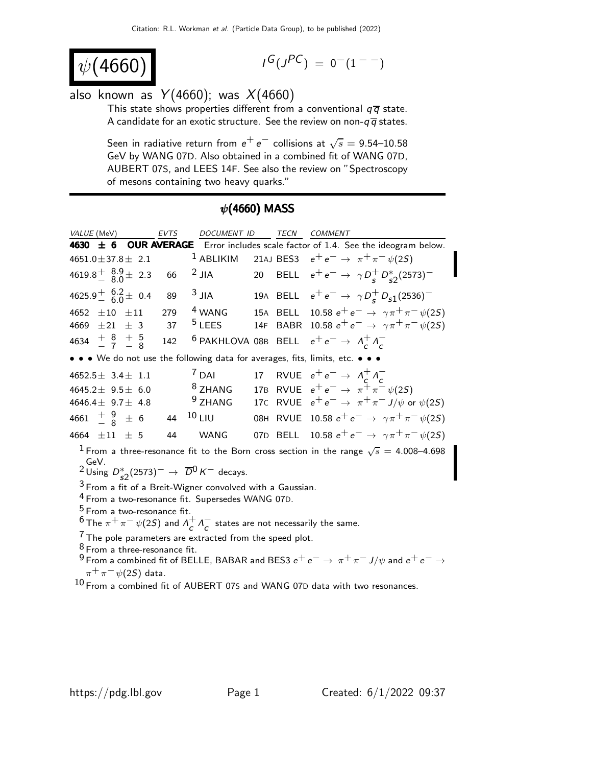# $\psi(4660)$

$I^G(J^{PC}) = 0^-(1^{--})$

also known as $Y(4660)$; was $X(4660)$

This state shows properties different from a conventional $q\overline{q}$ state. A candidate for an exotic structure. See the review on non-$q\overline{q}$ states.

Seen in radiative return from $e^+e^-$ collisions at $\sqrt{s}$ = 9.54–10.58 GeV by WANG 07D. Also obtained in a combined fit of WANG 07D, AUBERT 07S, and LEES 14F. See also the review on "Spectroscopy of mesons containing two heavy quarks."

## $\psi(4660)$ MASS

| VALUE (MeV) | EVTS | DOCUMENT ID | | TECN | COMMENT |
|---|---|---|---|---|---|
| **4630 ± 6 OUR AVERAGE** | | | | | Error includes scale factor of 1.4. See the ideogram below. |
| $4651.0 \pm 37.8 \pm 2.1$ | | [1] ABLIKIM | 21AJ | BES3 | $e^+e^- \rightarrow \pi^+\pi^-\psi(2S)$ |
| $4619.8^{+8.9}_{-8.0} \pm 2.3$ | 66 | [2] JIA | 20 | BELL | $e^+e^- \rightarrow \gamma D_s^+ D_{s2}^*(2573)^-$ |
| $4625.9^{+6.2}_{-6.0} \pm 0.4$ | 89 | [3] JIA | 19A | BELL | $e^+e^- \rightarrow \gamma D_s^+ D_{s1}(2536)^-$ |
| $4652 \pm 10 \pm 11$ | 279 | [4] WANG | 15A | BELL | $10.58\ e^+e^- \rightarrow \gamma\pi^+\pi^-\psi(2S)$ |
| $4669 \pm 21 \pm 3$ | 37 | [5] LEES | 14F | BABR | $10.58\ e^+e^- \rightarrow \gamma\pi^+\pi^-\psi(2S)$ |
| $4634^{+8}_{-7}{}^{+5}_{-8}$ | 142 | [6] PAKHLOVA | 08B | BELL | $e^+e^- \rightarrow \Lambda_c^+\Lambda_c^-$ |
| • • • We do not use the following data for averages, fits, limits, etc. • • • | | | | | |
| $4652.5 \pm 3.4 \pm 1.1$ | | [7] DAI | 17 | RVUE | $e^+e^- \rightarrow \Lambda_c^+\Lambda_c^-$ |
| $4645.2 \pm 9.5 \pm 6.0$ | | [8] ZHANG | 17B | RVUE | $e^+e^- \rightarrow \pi^+\pi^-\psi(2S)$ |
| $4646.4 \pm 9.7 \pm 4.8$ | | [9] ZHANG | 17C | RVUE | $e^+e^- \rightarrow \pi^+\pi^- J/\psi$ or $\psi(2S)$ |
| $4661^{+9}_{-8} \pm 6$ | 44 | [10] LIU | 08H | RVUE | $10.58\ e^+e^- \rightarrow \gamma\pi^+\pi^-\psi(2S)$ |
| $4664 \pm 11 \pm 5$ | 44 | WANG | 07D | BELL | $10.58\ e^+e^- \rightarrow \gamma\pi^+\pi^-\psi(2S)$ |

[1] From a three-resonance fit to the Born cross section in the range $\sqrt{s}$ = 4.008–4.698 GeV.

[2] Using $D_{s2}^*(2573)^- \rightarrow \overline{D}^0 K^-$ decays.

[3] From a fit of a Breit-Wigner convolved with a Gaussian.

[4] From a two-resonance fit. Supersedes WANG 07D.

[5] From a two-resonance fit.

[6] The $\pi^+\pi^-\psi(2S)$ and $\Lambda_c^+\Lambda_c^-$ states are not necessarily the same.

[7] The pole parameters are extracted from the speed plot.

[8] From a three-resonance fit.

[9] From a combined fit of BELLE, BABAR and BES3 $e^+e^- \rightarrow \pi^+\pi^- J/\psi$ and $e^+e^- \rightarrow \pi^+\pi^-\psi(2S)$ data.

[10] From a combined fit of AUBERT 07S and WANG 07D data with two resonances.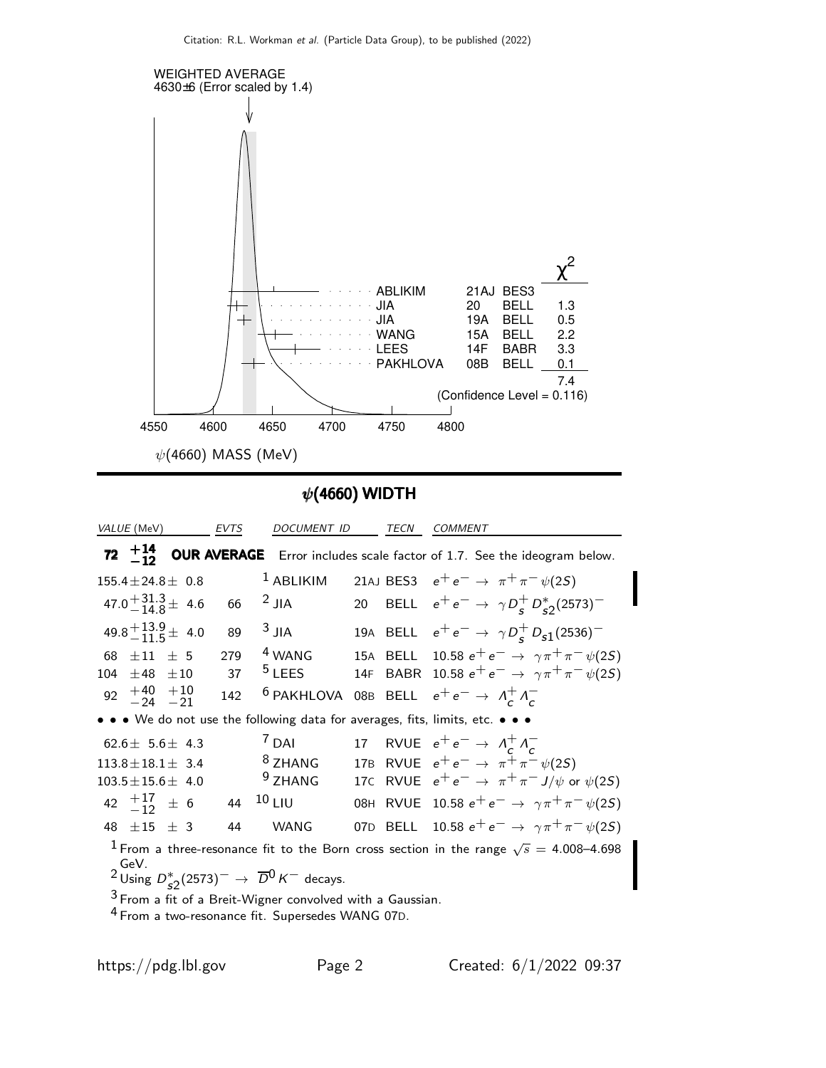WEIGHTED AVERAGE
4630±6 (Error scaled by 1.4)

| | | | $\chi^2$ |
|---|---|---|---|
| ABLIKIM | 21AJ | BES3 | |
| JIA | 20 | BELL | 1.3 |
| JIA | 19A | BELL | 0.5 |
| WANG | 15A | BELL | 2.2 |
| LEES | 14F | BABR | 3.3 |
| PAKHLOVA | 08B | BELL | 0.1 |
| | | | 7.4 |

(Confidence Level = 0.116)

$\psi(4660)$ MASS (MeV)

## $\psi(4660)$ WIDTH

| VALUE (MeV) | EVTS | DOCUMENT ID | | TECN | COMMENT |
|---|---|---|---|---|---|
| **72** $^{+14}_{-12}$ **OUR AVERAGE** | | Error includes scale factor of 1.7. See the ideogram below. | | | |
| $155.4 \pm 24.8 \pm 0.8$ | | [1] ABLIKIM | 21AJ | BES3 | $e^+e^- \to \pi^+\pi^-\psi(2S)$ |
| $47.0^{+31.3}_{-14.8} \pm 4.6$ | 66 | [2] JIA | 20 | BELL | $e^+e^- \to \gamma D_s^+ D_{s2}^*(2573)^-$ |
| $49.8^{+13.9}_{-11.5} \pm 4.0$ | 89 | [3] JIA | 19A | BELL | $e^+e^- \to \gamma D_s^+ D_{s1}(2536)^-$ |
| $68 \pm 11 \pm 5$ | 279 | [4] WANG | 15A | BELL | 10.58 $e^+e^- \to \gamma\pi^+\pi^-\psi(2S)$ |
| $104 \pm 48 \pm 10$ | 37 | [5] LEES | 14F | BABR | 10.58 $e^+e^- \to \gamma\pi^+\pi^-\psi(2S)$ |
| $92 \; ^{+40}_{-24} \; ^{+10}_{-21}$ | 142 | [6] PAKHLOVA | 08B | BELL | $e^+e^- \to \Lambda_c^+ \Lambda_c^-$ |
| • • • We do not use the following data for averages, fits, limits, etc. • • • | | | | | |
| $62.6 \pm 5.6 \pm 4.3$ | | [7] DAI | 17 | RVUE | $e^+e^- \to \Lambda_c^+ \Lambda_c^-$ |
| $113.8 \pm 18.1 \pm 3.4$ | | [8] ZHANG | 17B | RVUE | $e^+e^- \to \pi^+\pi^-\psi(2S)$ |
| $103.5 \pm 15.6 \pm 4.0$ | | [9] ZHANG | 17C | RVUE | $e^+e^- \to \pi^+\pi^- J/\psi$ or $\psi(2S)$ |
| $42 \; ^{+17}_{-12} \pm 6$ | 44 | [10] LIU | 08H | RVUE | 10.58 $e^+e^- \to \gamma\pi^+\pi^-\psi(2S)$ |
| $48 \pm 15 \pm 3$ | 44 | WANG | 07D | BELL | 10.58 $e^+e^- \to \gamma\pi^+\pi^-\psi(2S)$ |

[1] From a three-resonance fit to the Born cross section in the range $\sqrt{s}$ = 4.008–4.698 GeV.
[2] Using $D_{s2}^*(2573)^- \to \overline{D}^0 K^-$ decays.
[3] From a fit of a Breit-Wigner convolved with a Gaussian.
[4] From a two-resonance fit. Supersedes WANG 07D.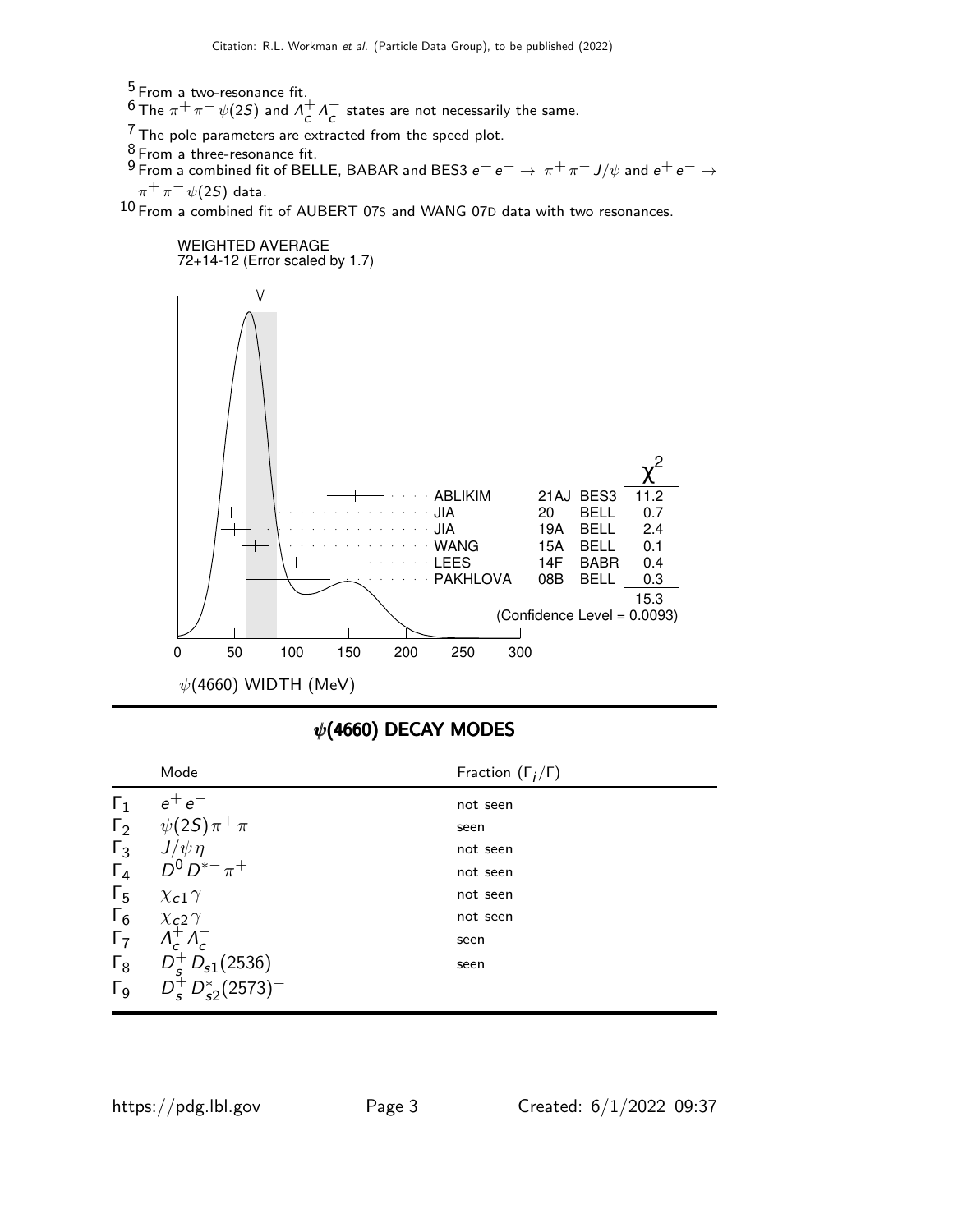[5] From a two-resonance fit.

[6] The $\pi^+\pi^-\psi(2S)$ and $\Lambda_c^+\Lambda_c^-$ states are not necessarily the same.

[7] The pole parameters are extracted from the speed plot.

[8] From a three-resonance fit.

[9] From a combined fit of BELLE, BABAR and BES3 $e^+e^- \to \pi^+\pi^- J/\psi$ and $e^+e^- \to \pi^+\pi^-\psi(2S)$ data.

[10] From a combined fit of AUBERT 07S and WANG 07D data with two resonances.

WEIGHTED AVERAGE
72+14-12 (Error scaled by 1.7)

| | | | $\chi^2$ |
|---|---|---|---|
| ABLIKIM | 21AJ | BES3 | 11.2 |
| JIA | 20 | BELL | 0.7 |
| JIA | 19A | BELL | 2.4 |
| WANG | 15A | BELL | 0.1 |
| LEES | 14F | BABR | 0.4 |
| PAKHLOVA | 08B | BELL | 0.3 |
| | | | 15.3 |

(Confidence Level = 0.0093)

$\psi(4660)$ WIDTH (MeV)

## $\psi(4660)$ DECAY MODES

| | Mode | Fraction ($\Gamma_i/\Gamma$) |
|---|---|---|
| $\Gamma_1$ | $e^+e^-$ | not seen |
| $\Gamma_2$ | $\psi(2S)\pi^+\pi^-$ | seen |
| $\Gamma_3$ | $J/\psi\,\eta$ | not seen |
| $\Gamma_4$ | $D^0 D^{*-}\pi^+$ | not seen |
| $\Gamma_5$ | $\chi_{c1}\gamma$ | not seen |
| $\Gamma_6$ | $\chi_{c2}\gamma$ | not seen |
| $\Gamma_7$ | $\Lambda_c^+\Lambda_c^-$ | seen |
| $\Gamma_8$ | $D_s^+ D_{s1}(2536)^-$ | seen |
| $\Gamma_9$ | $D_s^+ D_{s2}^*(2573)^-$ | |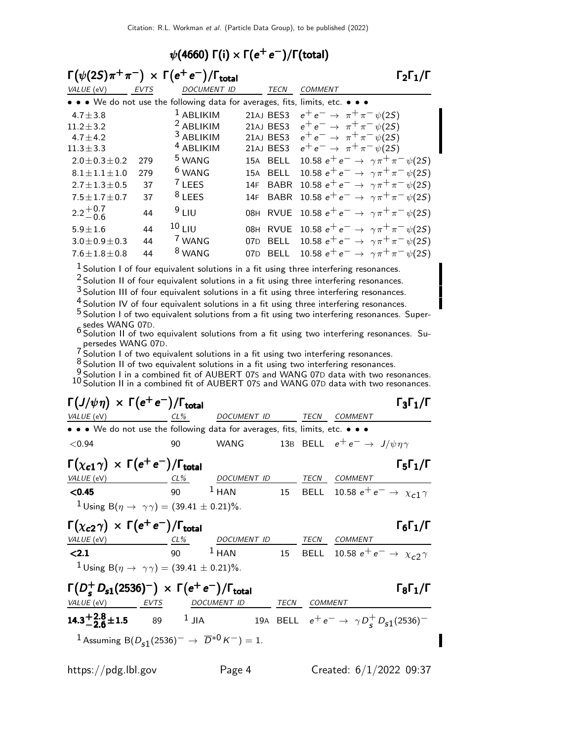## $\psi(4660)$ $\Gamma(i) \times \Gamma(e^+e^-)/\Gamma(\text{total})$

### $\Gamma(\psi(2S)\pi^+\pi^-) \times \Gamma(e^+e^-)/\Gamma_{\text{total}}$ — $\Gamma_2\Gamma_1/\Gamma$

| VALUE (eV) | EVTS | DOCUMENT ID | | TECN | COMMENT |
|---|---|---|---|---|---|
| • • • We do not use the following data for averages, fits, limits, etc. • • • | | | | | |
| $4.7 \pm 3.8$ | | [1] ABLIKIM | 21AJ | BES3 | $e^+e^- \rightarrow \pi^+\pi^-\psi(2S)$ |
| $11.2 \pm 3.2$ | | [2] ABLIKIM | 21AJ | BES3 | $e^+e^- \rightarrow \pi^+\pi^-\psi(2S)$ |
| $4.7 \pm 4.2$ | | [3] ABLIKIM | 21AJ | BES3 | $e^+e^- \rightarrow \pi^+\pi^-\psi(2S)$ |
| $11.3 \pm 3.3$ | | [4] ABLIKIM | 21AJ | BES3 | $e^+e^- \rightarrow \pi^+\pi^-\psi(2S)$ |
| $2.0 \pm 0.3 \pm 0.2$ | 279 | [5] WANG | 15A | BELL | $10.58\ e^+e^- \rightarrow \gamma\pi^+\pi^-\psi(2S)$ |
| $8.1 \pm 1.1 \pm 1.0$ | 279 | [6] WANG | 15A | BELL | $10.58\ e^+e^- \rightarrow \gamma\pi^+\pi^-\psi(2S)$ |
| $2.7 \pm 1.3 \pm 0.5$ | 37 | [7] LEES | 14F | BABR | $10.58\ e^+e^- \rightarrow \gamma\pi^+\pi^-\psi(2S)$ |
| $7.5 \pm 1.7 \pm 0.7$ | 37 | [8] LEES | 14F | BABR | $10.58\ e^+e^- \rightarrow \gamma\pi^+\pi^-\psi(2S)$ |
| $2.2^{+0.7}_{-0.6}$ | 44 | [9] LIU | 08H | RVUE | $10.58\ e^+e^- \rightarrow \gamma\pi^+\pi^-\psi(2S)$ |
| $5.9 \pm 1.6$ | 44 | [10] LIU | 08H | RVUE | $10.58\ e^+e^- \rightarrow \gamma\pi^+\pi^-\psi(2S)$ |
| $3.0 \pm 0.9 \pm 0.3$ | 44 | [7] WANG | 07D | BELL | $10.58\ e^+e^- \rightarrow \gamma\pi^+\pi^-\psi(2S)$ |
| $7.6 \pm 1.8 \pm 0.8$ | 44 | [8] WANG | 07D | BELL | $10.58\ e^+e^- \rightarrow \gamma\pi^+\pi^-\psi(2S)$ |

[1] Solution I of four equivalent solutions in a fit using three interfering resonances.
[2] Solution II of four equivalent solutions in a fit using three interfering resonances.
[3] Solution III of four equivalent solutions in a fit using three interfering resonances.
[4] Solution IV of four equivalent solutions in a fit using three interfering resonances.
[5] Solution I of two equivalent solutions from a fit using two interfering resonances. Supersedes WANG 07D.
[6] Solution II of two equivalent solutions from a fit using two interfering resonances. Supersedes WANG 07D.
[7] Solution I of two equivalent solutions in a fit using two interfering resonances.
[8] Solution II of two equivalent solutions in a fit using two interfering resonances.
[9] Solution I in a combined fit of AUBERT 07S and WANG 07D data with two resonances.
[10] Solution II in a combined fit of AUBERT 07S and WANG 07D data with two resonances.

### $\Gamma(J/\psi\eta) \times \Gamma(e^+e^-)/\Gamma_{\text{total}}$ — $\Gamma_3\Gamma_1/\Gamma$

| VALUE (eV) | CL% | DOCUMENT ID | | TECN | COMMENT |
|---|---|---|---|---|---|
| • • • We do not use the following data for averages, fits, limits, etc. • • • | | | | | |
| $<0.94$ | 90 | WANG | 13B | BELL | $e^+e^- \rightarrow J/\psi\eta\gamma$ |

### $\Gamma(\chi_{c1}\gamma) \times \Gamma(e^+e^-)/\Gamma_{\text{total}}$ — $\Gamma_5\Gamma_1/\Gamma$

| VALUE (eV) | CL% | DOCUMENT ID | | TECN | COMMENT |
|---|---|---|---|---|---|
| **<0.45** | 90 | [1] HAN | 15 | BELL | $10.58\ e^+e^- \rightarrow \chi_{c1}\gamma$ |

[1] Using $B(\eta \rightarrow \gamma\gamma) = (39.41 \pm 0.21)\%$.

### $\Gamma(\chi_{c2}\gamma) \times \Gamma(e^+e^-)/\Gamma_{\text{total}}$ — $\Gamma_6\Gamma_1/\Gamma$

| VALUE (eV) | CL% | DOCUMENT ID | | TECN | COMMENT |
|---|---|---|---|---|---|
| **<2.1** | 90 | [1] HAN | 15 | BELL | $10.58\ e^+e^- \rightarrow \chi_{c2}\gamma$ |

[1] Using $B(\eta \rightarrow \gamma\gamma) = (39.41 \pm 0.21)\%$.

### $\Gamma(D_s^+ D_{s1}(2536)^-) \times \Gamma(e^+e^-)/\Gamma_{\text{total}}$ — $\Gamma_8\Gamma_1/\Gamma$

| VALUE (eV) | EVTS | DOCUMENT ID | | TECN | COMMENT |
|---|---|---|---|---|---|
| $\mathbf{14.3^{+2.8}_{-2.6} \pm 1.5}$ | 89 | [1] JIA | 19A | BELL | $e^+e^- \rightarrow \gamma D_s^+ D_{s1}(2536)^-$ |

[1] Assuming $B(D_{s1}(2536)^- \rightarrow \overline{D}^{*0} K^-) = 1$.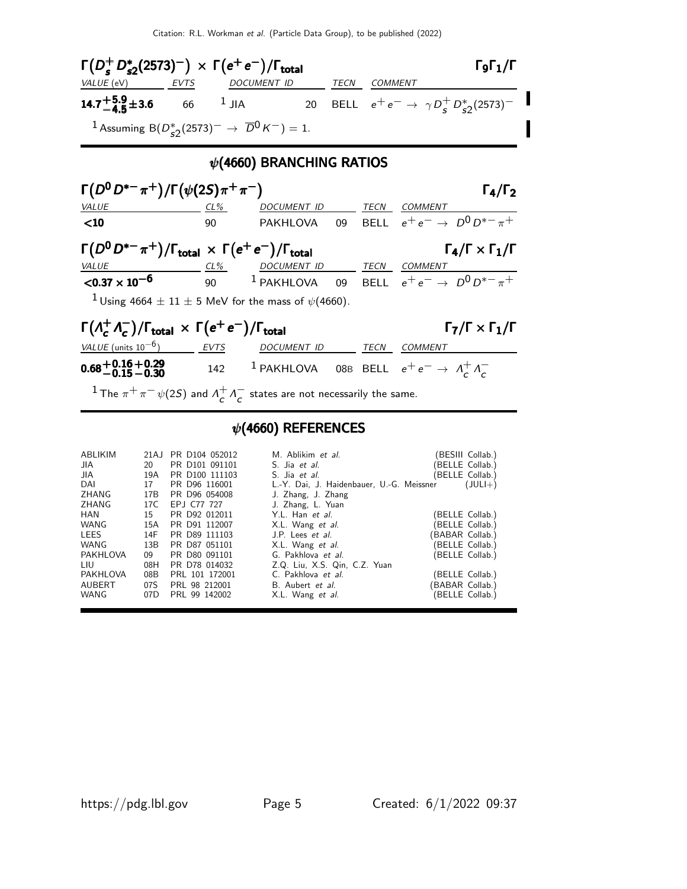### $\Gamma(D_s^+ D_{s2}^*(2573)^-) \times \Gamma(e^+e^-)/\Gamma_{\text{total}}$ $\Gamma_9\Gamma_1/\Gamma$

| VALUE (eV) | EVTS | DOCUMENT ID | | TECN | COMMENT |
|---|---|---|---|---|---|
| $\mathbf{14.7^{+5.9}_{-4.5}\pm 3.6}$ | 66 | [1] JIA | 20 | BELL | $e^+e^- \to \gamma D_s^+ D_{s2}^*(2573)^-$ |

[1] Assuming $B(D_{s2}^*(2573)^- \to \overline{D}^0 K^-) = 1$.

## $\psi(4660)$ BRANCHING RATIOS

### $\Gamma(D^0 D^{*-}\pi^+)/\Gamma(\psi(2S)\pi^+\pi^-)$ $\Gamma_4/\Gamma_2$

| VALUE | CL% | DOCUMENT ID | | TECN | COMMENT |
|---|---|---|---|---|---|
| **<10** | 90 | PAKHLOVA | 09 | BELL | $e^+e^- \to D^0 D^{*-}\pi^+$ |

### $\Gamma(D^0 D^{*-}\pi^+)/\Gamma_{\text{total}} \times \Gamma(e^+e^-)/\Gamma_{\text{total}}$ $\Gamma_4/\Gamma \times \Gamma_1/\Gamma$

| VALUE | CL% | DOCUMENT ID | | TECN | COMMENT |
|---|---|---|---|---|---|
| $\mathbf{<0.37 \times 10^{-6}}$ | 90 | [1] PAKHLOVA | 09 | BELL | $e^+e^- \to D^0 D^{*-}\pi^+$ |

[1] Using $4664 \pm 11 \pm 5$ MeV for the mass of $\psi(4660)$.

### $\Gamma(\Lambda_c^+ \Lambda_c^-)/\Gamma_{\text{total}} \times \Gamma(e^+e^-)/\Gamma_{\text{total}}$ $\Gamma_7/\Gamma \times \Gamma_1/\Gamma$

| VALUE (units $10^{-6}$) | EVTS | DOCUMENT ID | | TECN | COMMENT |
|---|---|---|---|---|---|
| $\mathbf{0.68^{+0.16}_{-0.15}{}^{+0.29}_{-0.30}}$ | 142 | [1] PAKHLOVA | 08B | BELL | $e^+e^- \to \Lambda_c^+ \Lambda_c^-$ |

[1] The $\pi^+\pi^-\psi(2S)$ and $\Lambda_c^+\Lambda_c^-$ states are not necessarily the same.

## $\psi(4660)$ REFERENCES

| | | | | |
|---|---|---|---|---|
| ABLIKIM | 21AJ | PR D104 052012 | M. Ablikim *et al.* | (BESIII Collab.) |
| JIA | 20 | PR D101 091101 | S. Jia *et al.* | (BELLE Collab.) |
| JIA | 19A | PR D100 111103 | S. Jia *et al.* | (BELLE Collab.) |
| DAI | 17 | PR D96 116001 | L.-Y. Dai, J. Haidenbauer, U.-G. Meissner | (JULI+) |
| ZHANG | 17B | PR D96 054008 | J. Zhang, J. Zhang | |
| ZHANG | 17C | EPJ C77 727 | J. Zhang, L. Yuan | |
| HAN | 15 | PR D92 012011 | Y.L. Han *et al.* | (BELLE Collab.) |
| WANG | 15A | PR D91 112007 | X.L. Wang *et al.* | (BELLE Collab.) |
| LEES | 14F | PR D89 111103 | J.P. Lees *et al.* | (BABAR Collab.) |
| WANG | 13B | PR D87 051101 | X.L. Wang *et al.* | (BELLE Collab.) |
| PAKHLOVA | 09 | PR D80 091101 | G. Pakhlova *et al.* | (BELLE Collab.) |
| LIU | 08H | PR D78 014032 | Z.Q. Liu, X.S. Qin, C.Z. Yuan | |
| PAKHLOVA | 08B | PRL 101 172001 | C. Pakhlova *et al.* | (BELLE Collab.) |
| AUBERT | 07S | PRL 98 212001 | B. Aubert *et al.* | (BABAR Collab.) |
| WANG | 07D | PRL 99 142002 | X.L. Wang *et al.* | (BELLE Collab.) |